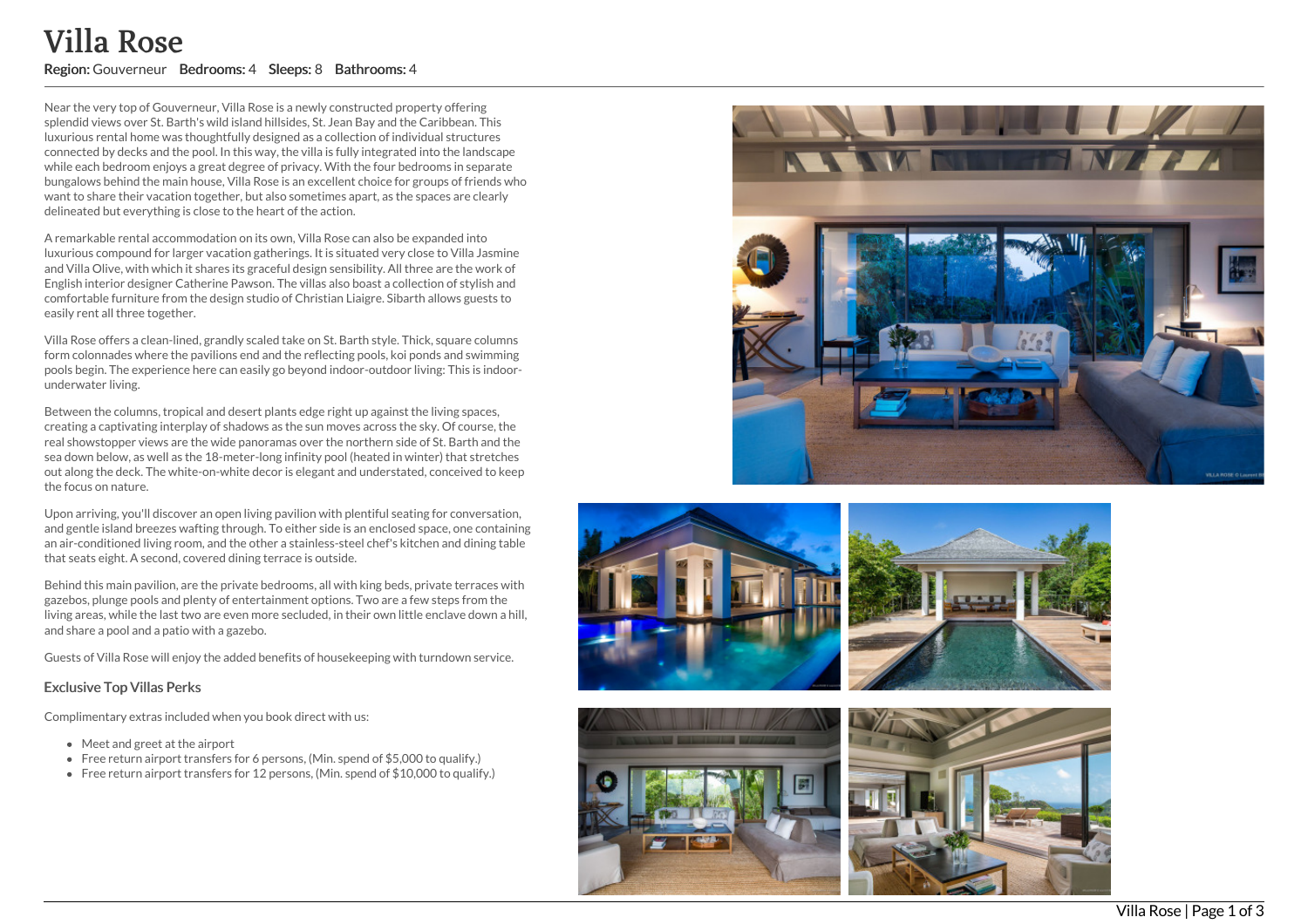# Villa Rose

**Region:** Gouverneur **Bedrooms:** 4 **Sleeps:** 8 **Bathrooms:** 4

Near the very top of Gouverneur, Villa Rose is a newly constructed property offering splendid views over St. Barth's wild island hillsides, St. Jean Bay and the Caribbean. This luxurious rental home was thoughtfully designed as a collection of individual structures connected by decks and the pool. In this way, the villa is fully integrated into the landscape while each bedroom enjoys a great degree of privacy. With the four bedrooms in separate bungalows behind the main house, Villa Rose is an excellent choice for groups of friends who want to share their vacation together, but also sometimes apart, as the spaces are clearly delineated but everything is close to the heart of the action.

A remarkable rental accommodation on its own, Villa Rose can also be expanded into luxurious compound for larger vacation gatherings. It is situated very close to Villa Jasmine and Villa Olive, with which it shares its graceful design sensibility. All three are the work of English interior designer Catherine Pawson. The villas also boast a collection of stylish and comfortable furniture from the design studio of Christian Liaigre. Sibarth allows guests to easily rent all three together.

Villa Rose offers a clean-lined, grandly scaled take on St. Barth style. Thick, square columns form colonnades where the pavilions end and the reflecting pools, koi ponds and swimming pools begin. The experience here can easily go beyond indoor-outdoor living: This is indoor-underwater living.

Between the columns, tropical and desert plants edge right up against the living spaces, creating a captivating interplay of shadows as the sun moves across the sky. Of course, the real showstopper views are the wide panoramas over the northern side of St. Barth and the sea down below, as well as the 18-meter-long infinity pool (heated in winter) that stretches out along the deck. The white-on-white decor is elegant and understated, conceived to keep the focus on nature.

Upon arriving, you'll discover an open living pavilion with plentiful seating for conversation, and gentle island breezes wafting through. To either side is an enclosed space, one containing an air-conditioned living room, and the other a stainless-steel chef's kitchen and dining table that seats eight. A second, covered dining terrace is outside.

Behind this main pavilion, are the private bedrooms, all with king beds, private terraces with gazebos, plunge pools and plenty of entertainment options. Two are a few steps from the living areas, while the last two are even more secluded, in their own little enclave down a hill, and share a pool and a patio with a gazebo.

Guests of Villa Rose will enjoy the added benefits of housekeeping with turndown service.

### Exclusive Top Villas Perks

Complimentary extras included when you book direct with us:

- Meet and greet at the airport
- Free return airport transfers for 6 persons, (Min. spend of $5,000 to qualify.)
- Free return airport transfers for 12 persons, (Min. spend of $10,000 to qualify.)